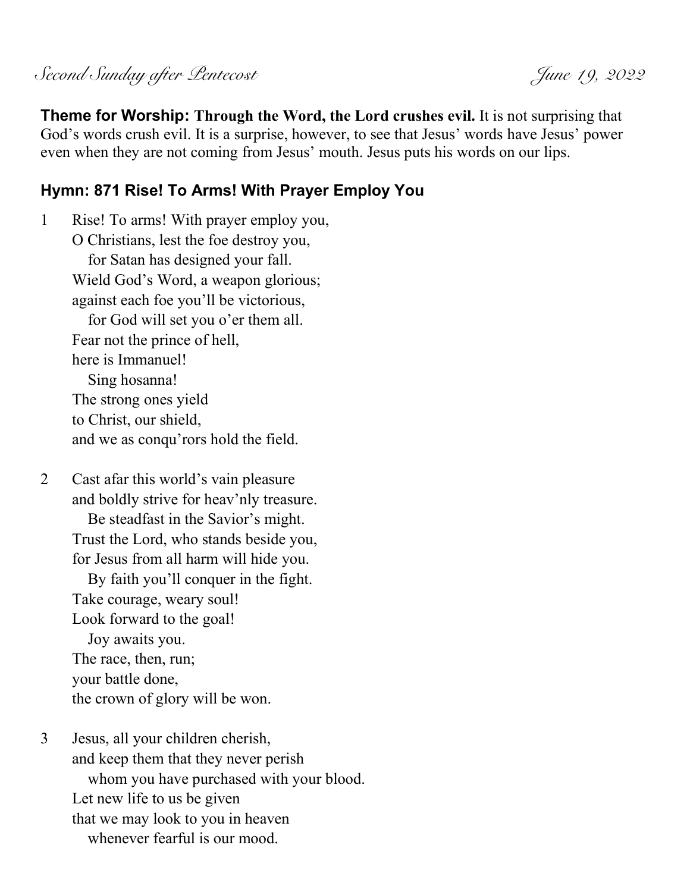*Second Sunday after Pentecost* *June 19, 2022*

**Theme for Worship: Through the Word, the Lord crushes evil.** It is not surprising that God's words crush evil. It is a surprise, however, to see that Jesus' words have Jesus' power even when they are not coming from Jesus' mouth. Jesus puts his words on our lips.

## Hymn: 871 Rise! To Arms! With Prayer Employ You

1 Rise! To arms! With prayer employ you,
O Christians, lest the foe destroy you,
for Satan has designed your fall.
Wield God's Word, a weapon glorious;
against each foe you'll be victorious,
for God will set you o'er them all.
Fear not the prince of hell,
here is Immanuel!
Sing hosanna!
The strong ones yield
to Christ, our shield,
and we as conqu'rors hold the field.

2 Cast afar this world's vain pleasure
and boldly strive for heav'nly treasure.
Be steadfast in the Savior's might.
Trust the Lord, who stands beside you,
for Jesus from all harm will hide you.
By faith you'll conquer in the fight.
Take courage, weary soul!
Look forward to the goal!
Joy awaits you.
The race, then, run;
your battle done,
the crown of glory will be won.

3 Jesus, all your children cherish,
and keep them that they never perish
whom you have purchased with your blood.
Let new life to us be given
that we may look to you in heaven
whenever fearful is our mood.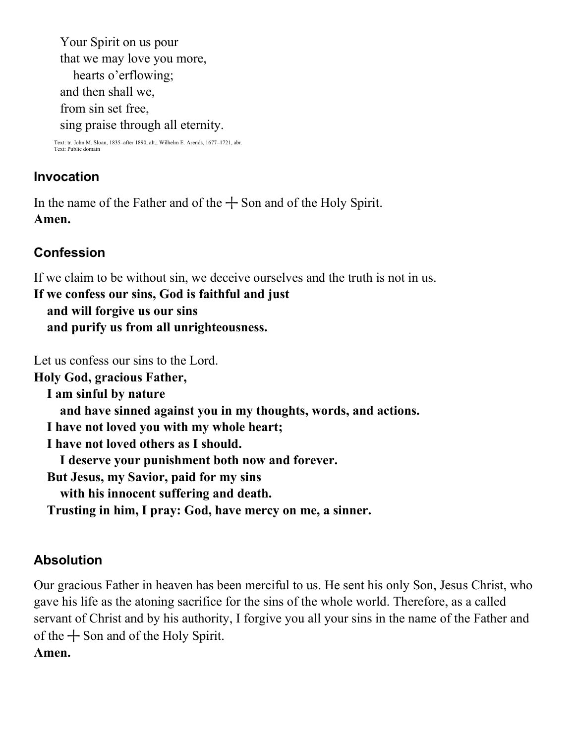Your Spirit on us pour
that we may love you more,
hearts o'erflowing;
and then shall we,
from sin set free,
sing praise through all eternity.

Text: tr. John M. Sloan, 1835–after 1890, alt.; Wilhelm E. Arends, 1677–1721, abr.
Text: Public domain

## Invocation

In the name of the Father and of the ┼ Son and of the Holy Spirit.
**Amen.**

## Confession

If we claim to be without sin, we deceive ourselves and the truth is not in us.
**If we confess our sins, God is faithful and just**
**and will forgive us our sins**
**and purify us from all unrighteousness.**

Let us confess our sins to the Lord.
**Holy God, gracious Father,**
**I am sinful by nature**
**and have sinned against you in my thoughts, words, and actions.**
**I have not loved you with my whole heart;**
**I have not loved others as I should.**
**I deserve your punishment both now and forever.**
**But Jesus, my Savior, paid for my sins**
**with his innocent suffering and death.**
**Trusting in him, I pray: God, have mercy on me, a sinner.**

## Absolution

Our gracious Father in heaven has been merciful to us. He sent his only Son, Jesus Christ, who gave his life as the atoning sacrifice for the sins of the whole world. Therefore, as a called servant of Christ and by his authority, I forgive you all your sins in the name of the Father and of the ┼ Son and of the Holy Spirit.
**Amen.**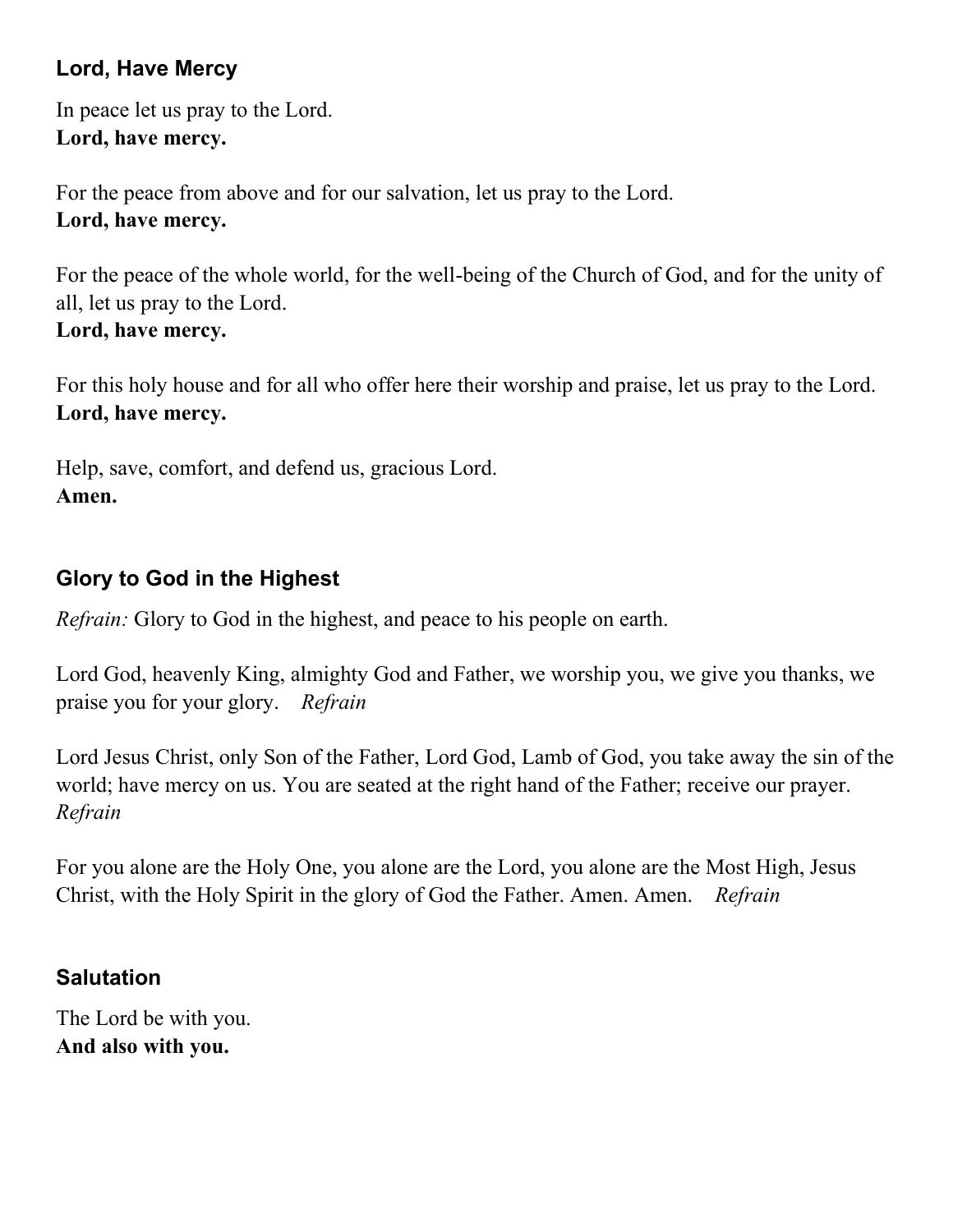### Lord, Have Mercy

In peace let us pray to the Lord.
**Lord, have mercy.**

For the peace from above and for our salvation, let us pray to the Lord.
**Lord, have mercy.**

For the peace of the whole world, for the well-being of the Church of God, and for the unity of all, let us pray to the Lord.
**Lord, have mercy.**

For this holy house and for all who offer here their worship and praise, let us pray to the Lord.
**Lord, have mercy.**

Help, save, comfort, and defend us, gracious Lord.
**Amen.**

### Glory to God in the Highest

*Refrain:* Glory to God in the highest, and peace to his people on earth.

Lord God, heavenly King, almighty God and Father, we worship you, we give you thanks, we praise you for your glory. *Refrain*

Lord Jesus Christ, only Son of the Father, Lord God, Lamb of God, you take away the sin of the world; have mercy on us. You are seated at the right hand of the Father; receive our prayer. *Refrain*

For you alone are the Holy One, you alone are the Lord, you alone are the Most High, Jesus Christ, with the Holy Spirit in the glory of God the Father. Amen. Amen. *Refrain*

### Salutation

The Lord be with you.
**And also with you.**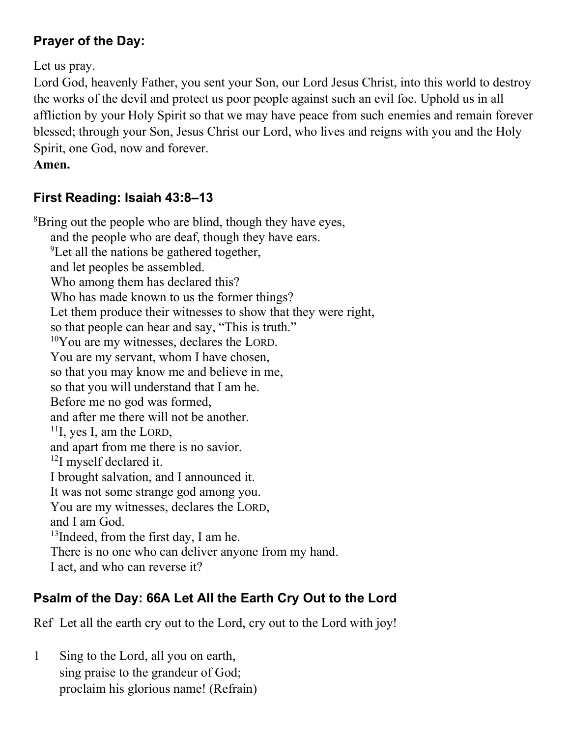### Prayer of the Day:

Let us pray.
Lord God, heavenly Father, you sent your Son, our Lord Jesus Christ, into this world to destroy the works of the devil and protect us poor people against such an evil foe. Uphold us in all affliction by your Holy Spirit so that we may have peace from such enemies and remain forever blessed; through your Son, Jesus Christ our Lord, who lives and reigns with you and the Holy Spirit, one God, now and forever.
**Amen.**

### First Reading: Isaiah 43:8–13

[8]Bring out the people who are blind, though they have eyes,
and the people who are deaf, though they have ears.
[9]Let all the nations be gathered together,
and let peoples be assembled.
Who among them has declared this?
Who has made known to us the former things?
Let them produce their witnesses to show that they were right,
so that people can hear and say, "This is truth."
[10]You are my witnesses, declares the LORD.
You are my servant, whom I have chosen,
so that you may know me and believe in me,
so that you will understand that I am he.
Before me no god was formed,
and after me there will not be another.
[11]I, yes I, am the LORD,
and apart from me there is no savior.
[12]I myself declared it.
I brought salvation, and I announced it.
It was not some strange god among you.
You are my witnesses, declares the LORD,
and I am God.
[13]Indeed, from the first day, I am he.
There is no one who can deliver anyone from my hand.
I act, and who can reverse it?

### Psalm of the Day: 66A Let All the Earth Cry Out to the Lord

Ref Let all the earth cry out to the Lord, cry out to the Lord with joy!

1 Sing to the Lord, all you on earth,
sing praise to the grandeur of God;
proclaim his glorious name! (Refrain)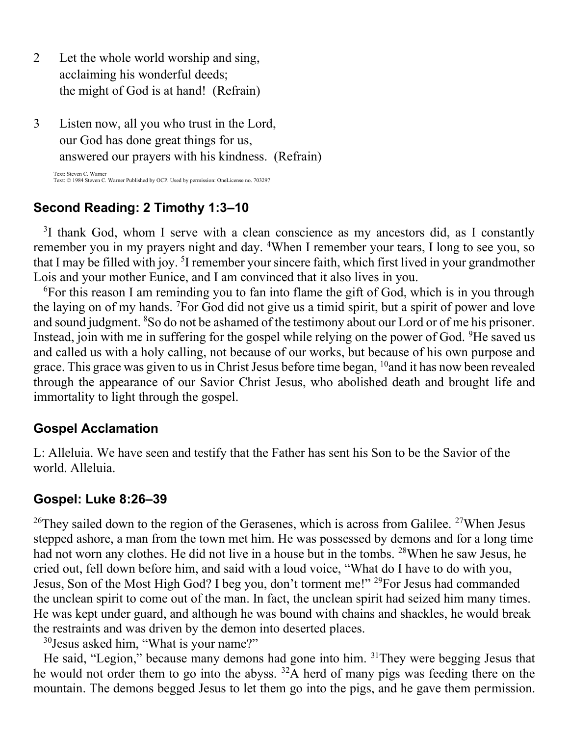2 Let the whole world worship and sing,
acclaiming his wonderful deeds;
the might of God is at hand! (Refrain)

3 Listen now, all you who trust in the Lord,
our God has done great things for us,
answered our prayers with his kindness. (Refrain)

Text: Steven C. Warner
Text: © 1984 Steven C. Warner Published by OCP. Used by permission: OneLicense no. 703297

## Second Reading: 2 Timothy 1:3–10

[3]I thank God, whom I serve with a clean conscience as my ancestors did, as I constantly remember you in my prayers night and day. [4]When I remember your tears, I long to see you, so that I may be filled with joy. [5]I remember your sincere faith, which first lived in your grandmother Lois and your mother Eunice, and I am convinced that it also lives in you.

[6]For this reason I am reminding you to fan into flame the gift of God, which is in you through the laying on of my hands. [7]For God did not give us a timid spirit, but a spirit of power and love and sound judgment. [8]So do not be ashamed of the testimony about our Lord or of me his prisoner. Instead, join with me in suffering for the gospel while relying on the power of God. [9]He saved us and called us with a holy calling, not because of our works, but because of his own purpose and grace. This grace was given to us in Christ Jesus before time began, [10]and it has now been revealed through the appearance of our Savior Christ Jesus, who abolished death and brought life and immortality to light through the gospel.

## Gospel Acclamation

L: Alleluia. We have seen and testify that the Father has sent his Son to be the Savior of the world. Alleluia.

## Gospel: Luke 8:26–39

[26]They sailed down to the region of the Gerasenes, which is across from Galilee. [27]When Jesus stepped ashore, a man from the town met him. He was possessed by demons and for a long time had not worn any clothes. He did not live in a house but in the tombs. [28]When he saw Jesus, he cried out, fell down before him, and said with a loud voice, "What do I have to do with you, Jesus, Son of the Most High God? I beg you, don't torment me!" [29]For Jesus had commanded the unclean spirit to come out of the man. In fact, the unclean spirit had seized him many times. He was kept under guard, and although he was bound with chains and shackles, he would break the restraints and was driven by the demon into deserted places.

[30]Jesus asked him, "What is your name?"

He said, "Legion," because many demons had gone into him. [31]They were begging Jesus that he would not order them to go into the abyss. [32]A herd of many pigs was feeding there on the mountain. The demons begged Jesus to let them go into the pigs, and he gave them permission.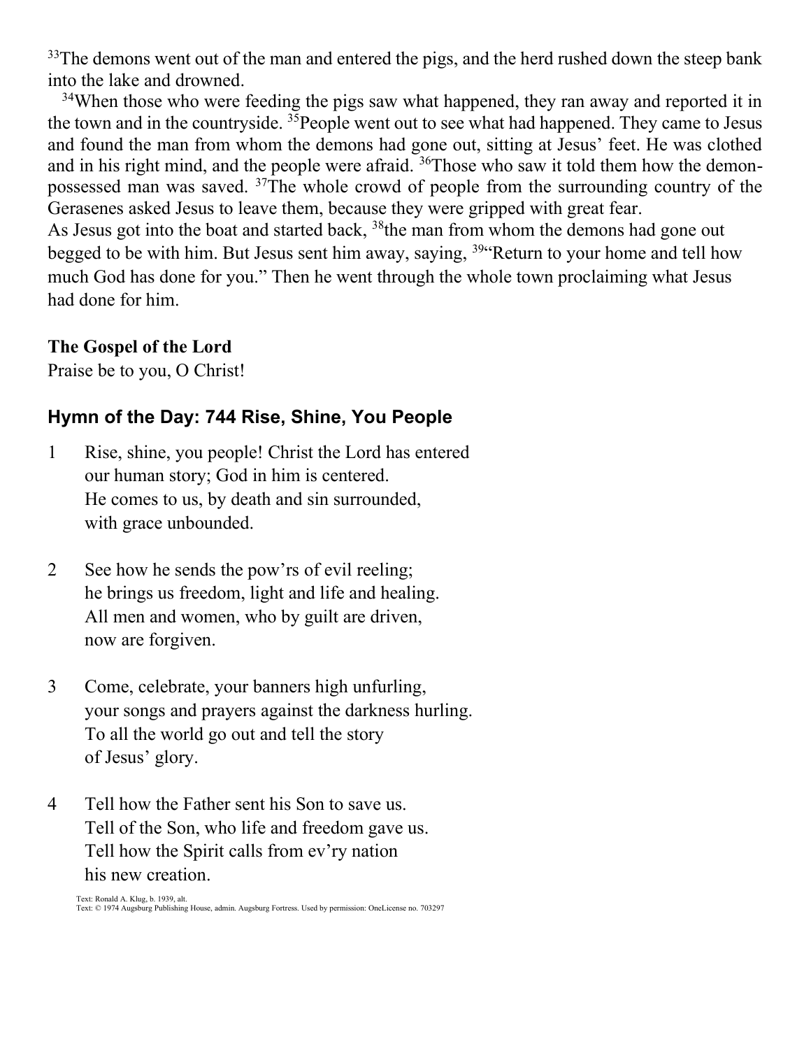[33]The demons went out of the man and entered the pigs, and the herd rushed down the steep bank into the lake and drowned.

[34]When those who were feeding the pigs saw what happened, they ran away and reported it in the town and in the countryside. [35]People went out to see what had happened. They came to Jesus and found the man from whom the demons had gone out, sitting at Jesus' feet. He was clothed and in his right mind, and the people were afraid. [36]Those who saw it told them how the demon-possessed man was saved. [37]The whole crowd of people from the surrounding country of the Gerasenes asked Jesus to leave them, because they were gripped with great fear.
As Jesus got into the boat and started back, [38]the man from whom the demons had gone out begged to be with him. But Jesus sent him away, saying, [39]"Return to your home and tell how much God has done for you." Then he went through the whole town proclaiming what Jesus had done for him.

**The Gospel of the Lord**
Praise be to you, O Christ!

## Hymn of the Day: 744 Rise, Shine, You People

1 Rise, shine, you people! Christ the Lord has entered
our human story; God in him is centered.
He comes to us, by death and sin surrounded,
with grace unbounded.

2 See how he sends the pow'rs of evil reeling;
he brings us freedom, light and life and healing.
All men and women, who by guilt are driven,
now are forgiven.

3 Come, celebrate, your banners high unfurling,
your songs and prayers against the darkness hurling.
To all the world go out and tell the story
of Jesus' glory.

4 Tell how the Father sent his Son to save us.
Tell of the Son, who life and freedom gave us.
Tell how the Spirit calls from ev'ry nation
his new creation.

Text: Ronald A. Klug, b. 1939, alt.
Text: © 1974 Augsburg Publishing House, admin. Augsburg Fortress. Used by permission: OneLicense no. 703297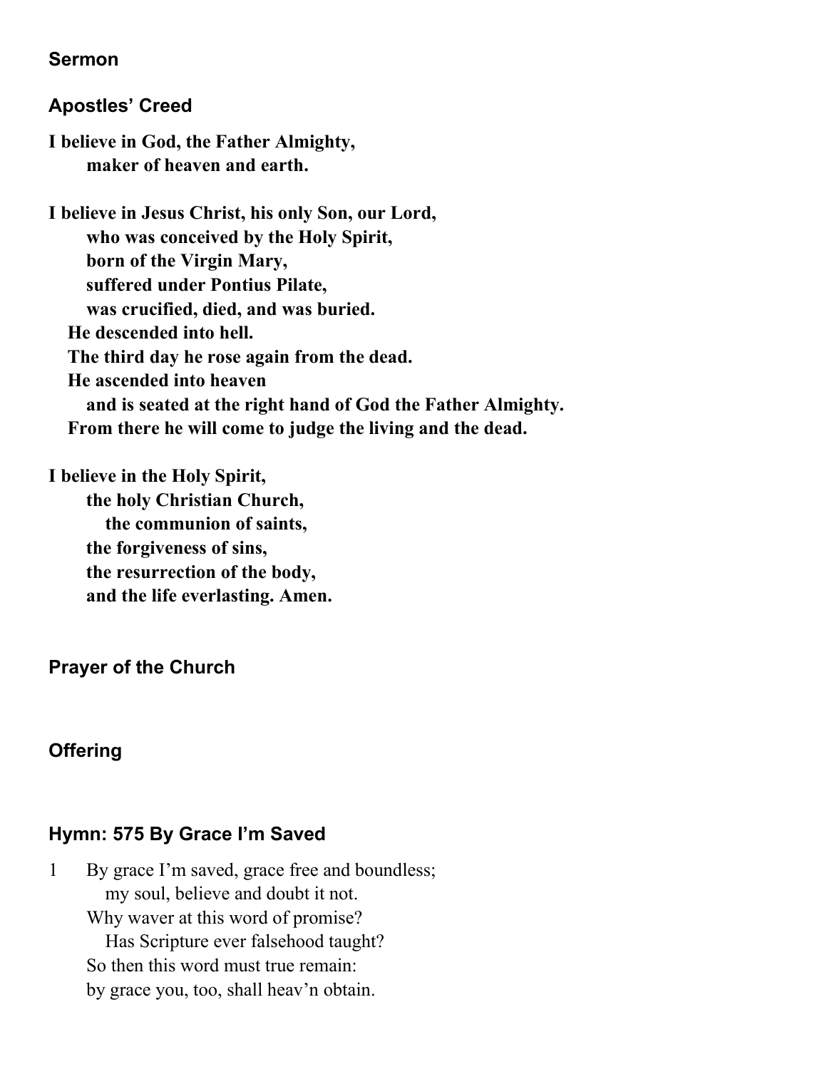**Sermon**

**Apostles' Creed**

**I believe in God, the Father Almighty,**
**maker of heaven and earth.**

**I believe in Jesus Christ, his only Son, our Lord,**
**who was conceived by the Holy Spirit,**
**born of the Virgin Mary,**
**suffered under Pontius Pilate,**
**was crucified, died, and was buried.**
**He descended into hell.**
**The third day he rose again from the dead.**
**He ascended into heaven**
**and is seated at the right hand of God the Father Almighty.**
**From there he will come to judge the living and the dead.**

**I believe in the Holy Spirit,**
**the holy Christian Church,**
**the communion of saints,**
**the forgiveness of sins,**
**the resurrection of the body,**
**and the life everlasting. Amen.**

**Prayer of the Church**

**Offering**

**Hymn: 575 By Grace I'm Saved**

1 By grace I'm saved, grace free and boundless;
my soul, believe and doubt it not.
Why waver at this word of promise?
Has Scripture ever falsehood taught?
So then this word must true remain:
by grace you, too, shall heav'n obtain.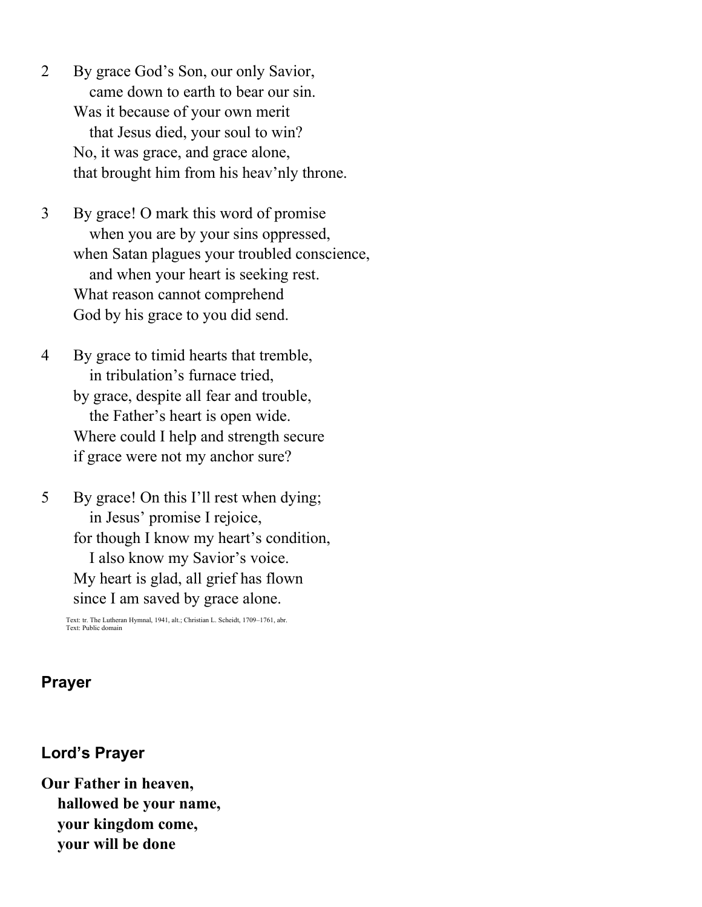2 By grace God's Son, our only Savior,
   came down to earth to bear our sin.
Was it because of your own merit
   that Jesus died, your soul to win?
No, it was grace, and grace alone,
that brought him from his heav'nly throne.

3 By grace! O mark this word of promise
   when you are by your sins oppressed,
when Satan plagues your troubled conscience,
   and when your heart is seeking rest.
What reason cannot comprehend
God by his grace to you did send.

4 By grace to timid hearts that tremble,
   in tribulation's furnace tried,
by grace, despite all fear and trouble,
   the Father's heart is open wide.
Where could I help and strength secure
if grace were not my anchor sure?

5 By grace! On this I'll rest when dying;
   in Jesus' promise I rejoice,
for though I know my heart's condition,
   I also know my Savior's voice.
My heart is glad, all grief has flown
since I am saved by grace alone.

Text: tr. The Lutheran Hymnal, 1941, alt.; Christian L. Scheidt, 1709–1761, abr.
Text: Public domain

## Prayer

## Lord's Prayer

**Our Father in heaven,**
**hallowed be your name,**
**your kingdom come,**
**your will be done**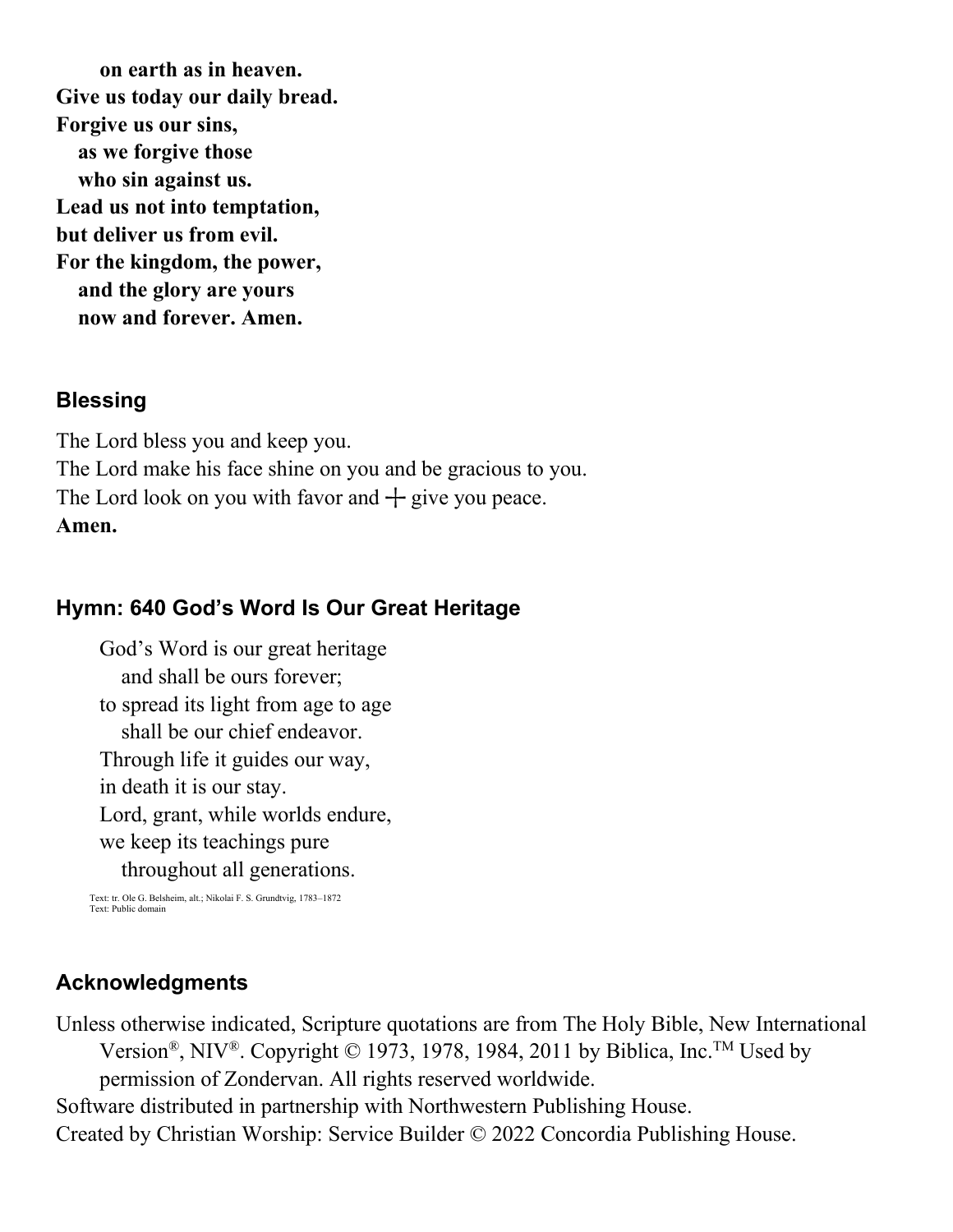**on earth as in heaven.**
**Give us today our daily bread.**
**Forgive us our sins,**
**as we forgive those**
**who sin against us.**
**Lead us not into temptation,**
**but deliver us from evil.**
**For the kingdom, the power,**
**and the glory are yours**
**now and forever. Amen.**

## Blessing

The Lord bless you and keep you.
The Lord make his face shine on you and be gracious to you.
The Lord look on you with favor and ┼ give you peace.
**Amen.**

## Hymn: 640 God's Word Is Our Great Heritage

God's Word is our great heritage
and shall be ours forever;
to spread its light from age to age
shall be our chief endeavor.
Through life it guides our way,
in death it is our stay.
Lord, grant, while worlds endure,
we keep its teachings pure
throughout all generations.

Text: tr. Ole G. Belsheim, alt.; Nikolai F. S. Grundtvig, 1783–1872
Text: Public domain

## Acknowledgments

Unless otherwise indicated, Scripture quotations are from The Holy Bible, New International Version®, NIV®. Copyright © 1973, 1978, 1984, 2011 by Biblica, Inc.™ Used by permission of Zondervan. All rights reserved worldwide.
Software distributed in partnership with Northwestern Publishing House.
Created by Christian Worship: Service Builder © 2022 Concordia Publishing House.